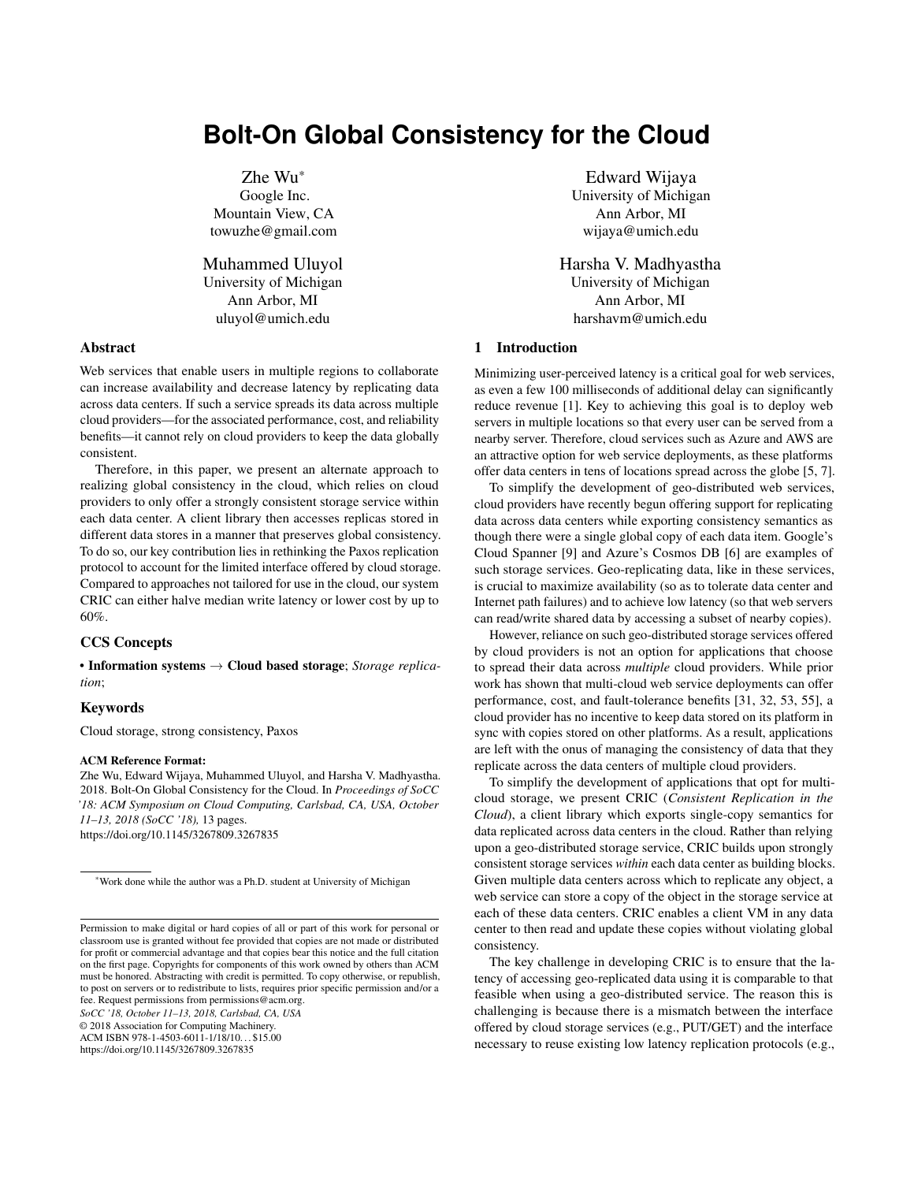# Bolt-On Global Consistency for the Cloud

Ze Wu*
Google Inc.
Mountain View, CA
towuzhe@gmail.com

Edward Wijaya
University of Michigan
Ann Arbor, MI
wijaya@umich.edu

Muhammed Uluyol
University of Michigan
Ann Arbor, MI
uluyol@umich.edu

Harsha V. Madhyastha
University of Michigan
Ann Arbor, MI
harshavm@umich.edu

## Abstract

Web services that enable users in multiple regions to collaborate can increase availability and decrease latency by replicating data across data centers. If such a service spreads its data across multiple cloud providers—for the associated performance, cost, and reliability benefits—it cannot rely on cloud providers to keep the data globally consistent.

Therefore, in this paper, we present an alternate approach to realizing global consistency in the cloud, which relies on cloud providers to only offer a strongly consistent storage service within each data center. A client library then accesses replicas stored in different data stores in a manner that preserves global consistency. To do so, our key contribution lies in rethinking the Paxos replication protocol to account for the limited interface offered by cloud storage. Compared to approaches not tailored for use in the cloud, our system CRIC can either halve median write latency or lower cost by up to 60%.

## CCS Concepts

• **Information systems** → **Cloud based storage**; *Storage replication*;

## Keywords

Cloud storage, strong consistency, Paxos

**ACM Reference Format:**
Zhe Wu, Edward Wijaya, Muhammed Uluyol, and Harsha V. Madhyastha. 2018. Bolt-On Global Consistency for the Cloud. In *Proceedings of SoCC '18: ACM Symposium on Cloud Computing, Carlsbad, CA, USA, October 11–13, 2018 (SoCC '18),* 13 pages.
https://doi.org/10.1145/3267809.3267835

*Work done while the author was a Ph.D. student at University of Michigan

Permission to make digital or hard copies of all or part of this work for personal or classroom use is granted without fee provided that copies are not made or distributed for profit or commercial advantage and that copies bear this notice and the full citation on the first page. Copyrights for components of this work owned by others than ACM must be honored. Abstracting with credit is permitted. To copy otherwise, or republish, to post on servers or to redistribute to lists, requires prior specific permission and/or a fee. Request permissions from permissions@acm.org.
*SoCC '18, October 11–13, 2018, Carlsbad, CA, USA*
© 2018 Association for Computing Machinery.
ACM ISBN 978-1-4503-6011-1/18/10...$15.00
https://doi.org/10.1145/3267809.3267835

## 1 Introduction

Minimizing user-perceived latency is a critical goal for web services, as even a few 100 milliseconds of additional delay can significantly reduce revenue [1]. Key to achieving this goal is to deploy web servers in multiple locations so that every user can be served from a nearby server. Therefore, cloud services such as Azure and AWS are an attractive option for web service deployments, as these platforms offer data centers in tens of locations spread across the globe [5, 7].

To simplify the development of geo-distributed web services, cloud providers have recently begun offering support for replicating data across data centers while exporting consistency semantics as though there were a single global copy of each data item. Google's Cloud Spanner [9] and Azure's Cosmos DB [6] are examples of such storage services. Geo-replicating data, like in these services, is crucial to maximize availability (so as to tolerate data center and Internet path failures) and to achieve low latency (so that web servers can read/write shared data by accessing a subset of nearby copies).

However, reliance on such geo-distributed storage services offered by cloud providers is not an option for applications that choose to spread their data across *multiple* cloud providers. While prior work has shown that multi-cloud web service deployments can offer performance, cost, and fault-tolerance benefits [31, 32, 53, 55], a cloud provider has no incentive to keep data stored on its platform in sync with copies stored on other platforms. As a result, applications are left with the onus of managing the consistency of data that they replicate across the data centers of multiple cloud providers.

To simplify the development of applications that opt for multi-cloud storage, we present CRIC (*Consistent Replication in the Cloud*), a client library which exports single-copy semantics for data replicated across data centers in the cloud. Rather than relying upon a geo-distributed storage service, CRIC builds upon strongly consistent storage services *within* each data center as building blocks. Given multiple data centers across which to replicate any object, a web service can store a copy of the object in the storage service at each of these data centers. CRIC enables a client VM in any data center to then read and update these copies without violating global consistency.

The key challenge in developing CRIC is to ensure that the latency of accessing geo-replicated data using it is comparable to that feasible when using a geo-distributed service. The reason this is challenging is because there is a mismatch between the interface offered by cloud storage services (e.g., PUT/GET) and the interface necessary to reuse existing low latency replication protocols (e.g.,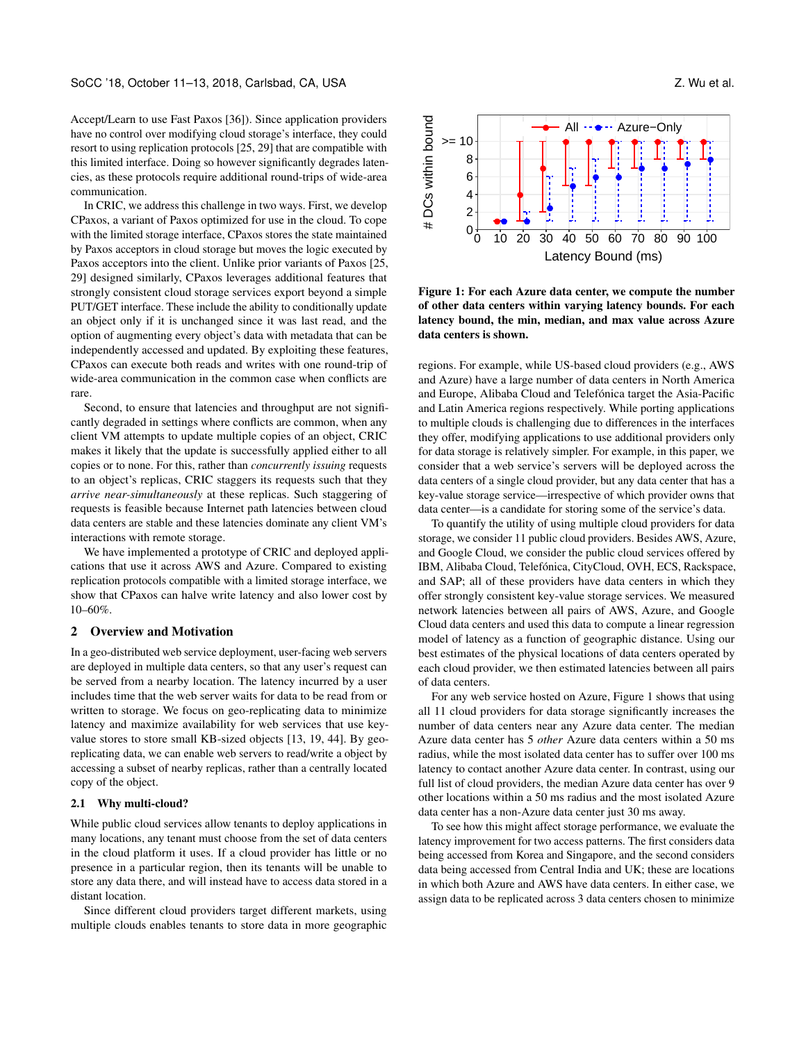Accept/Learn to use Fast Paxos [36]). Since application providers have no control over modifying cloud storage's interface, they could resort to using replication protocols [25, 29] that are compatible with this limited interface. Doing so however significantly degrades latencies, as these protocols require additional round-trips of wide-area communication.

In CRIC, we address this challenge in two ways. First, we develop CPaxos, a variant of Paxos optimized for use in the cloud. To cope with the limited storage interface, CPaxos stores the state maintained by Paxos acceptors in cloud storage but moves the logic executed by Paxos acceptors into the client. Unlike prior variants of Paxos [25, 29] designed similarly, CPaxos leverages additional features that strongly consistent cloud storage services export beyond a simple PUT/GET interface. These include the ability to conditionally update an object only if it is unchanged since it was last read, and the option of augmenting every object's data with metadata that can be independently accessed and updated. By exploiting these features, CPaxos can execute both reads and writes with one round-trip of wide-area communication in the common case when conflicts are rare.

Second, to ensure that latencies and throughput are not significantly degraded in settings where conflicts are common, when any client VM attempts to update multiple copies of an object, CRIC makes it likely that the update is successfully applied either to all copies or to none. For this, rather than *concurrently issuing* requests to an object's replicas, CRIC staggers its requests such that they *arrive near-simultaneously* at these replicas. Such staggering of requests is feasible because Internet path latencies between cloud data centers are stable and these latencies dominate any client VM's interactions with remote storage.

We have implemented a prototype of CRIC and deployed applications that use it across AWS and Azure. Compared to existing replication protocols compatible with a limited storage interface, we show that CPaxos can halve write latency and also lower cost by 10–60%.

## 2 Overview and Motivation

In a geo-distributed web service deployment, user-facing web servers are deployed in multiple data centers, so that any user's request can be served from a nearby location. The latency incurred by a user includes time that the web server waits for data to be read from or written to storage. We focus on geo-replicating data to minimize latency and maximize availability for web services that use key-value stores to store small KB-sized objects [13, 19, 44]. By geo-replicating data, we can enable web servers to read/write a object by accessing a subset of nearby replicas, rather than a centrally located copy of the object.

### 2.1 Why multi-cloud?

While public cloud services allow tenants to deploy applications in many locations, any tenant must choose from the set of data centers in the cloud platform it uses. If a cloud provider has little or no presence in a particular region, then its tenants will be unable to store any data there, and will instead have to access data stored in a distant location.

Since different cloud providers target different markets, using multiple clouds enables tenants to store data in more geographic

All
Azure−Only
\# DCs within bound
>= 10
8
6
4
2
0
0 10 20 30 40 50 60 70 80 90 100
Latency Bound (ms)

**Figure 1: For each Azure data center, we compute the number of other data centers within varying latency bounds. For each latency bound, the min, median, and max value across Azure data centers is shown.**

regions. For example, while US-based cloud providers (e.g., AWS and Azure) have a large number of data centers in North America and Europe, Alibaba Cloud and Telefónica target the Asia-Pacific and Latin America regions respectively. While porting applications to multiple clouds is challenging due to differences in the interfaces they offer, modifying applications to use additional providers only for data storage is relatively simpler. For example, in this paper, we consider that a web service's servers will be deployed across the data centers of a single cloud provider, but any data center that has a key-value storage service—irrespective of which provider owns that data center—is a candidate for storing some of the service's data.

To quantify the utility of using multiple cloud providers for data storage, we consider 11 public cloud providers. Besides AWS, Azure, and Google Cloud, we consider the public cloud services offered by IBM, Alibaba Cloud, Telefónica, CityCloud, OVH, ECS, Rackspace, and SAP; all of these providers have data centers in which they offer strongly consistent key-value storage services. We measured network latencies between all pairs of AWS, Azure, and Google Cloud data centers and used this data to compute a linear regression model of latency as a function of geographic distance. Using our best estimates of the physical locations of data centers operated by each cloud provider, we then estimated latencies between all pairs of data centers.

For any web service hosted on Azure, Figure 1 shows that using all 11 cloud providers for data storage significantly increases the number of data centers near any Azure data center. The median Azure data center has 5 *other* Azure data centers within a 50 ms radius, while the most isolated data center has to suffer over 100 ms latency to contact another Azure data center. In contrast, using our full list of cloud providers, the median Azure data center has over 9 other locations within a 50 ms radius and the most isolated Azure data center has a non-Azure data center just 30 ms away.

To see how this might affect storage performance, we evaluate the latency improvement for two access patterns. The first considers data being accessed from Korea and Singapore, and the second considers data being accessed from Central India and UK; these are locations in which both Azure and AWS have data centers. In either case, we assign data to be replicated across 3 data centers chosen to minimize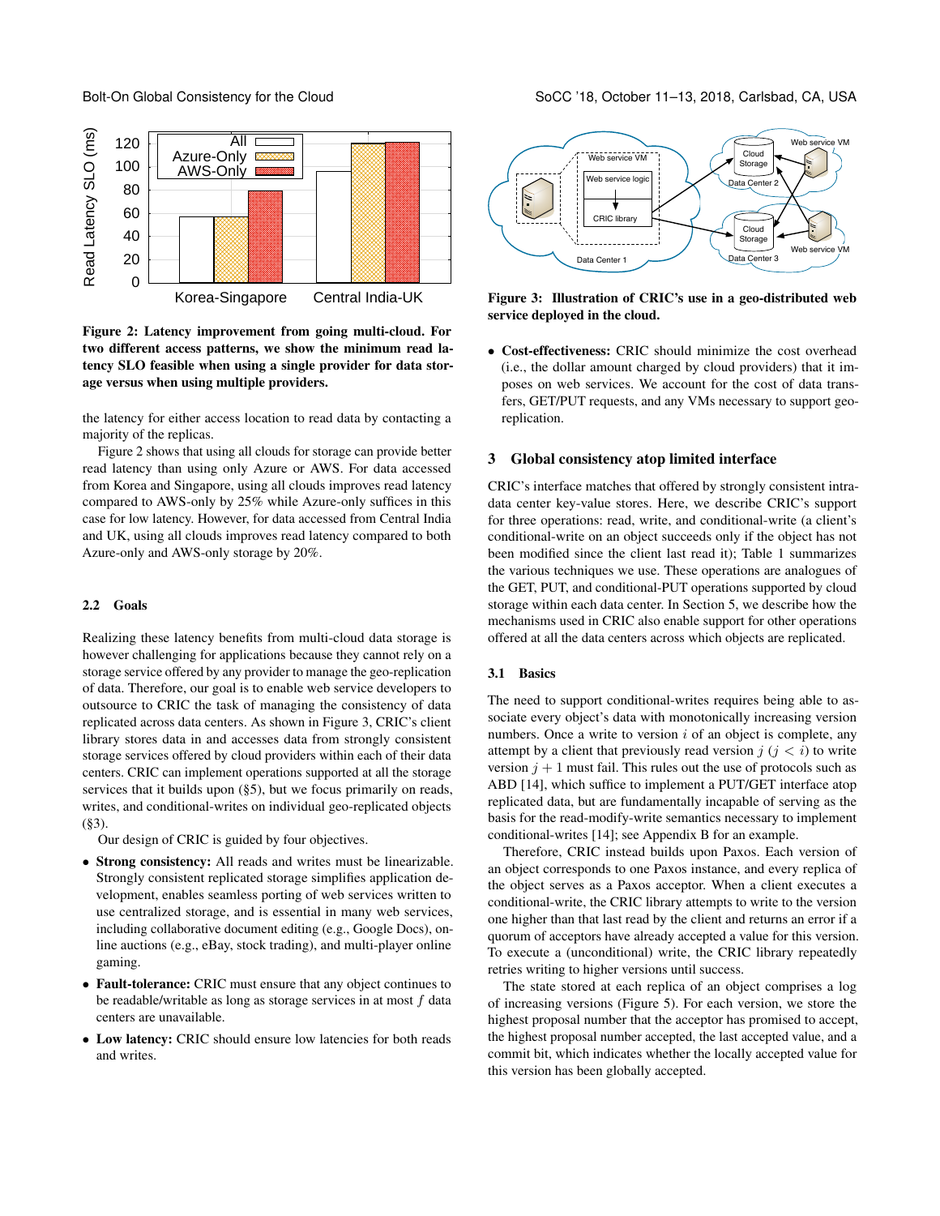Figure 2: Latency improvement from going multi-cloud. For two different access patterns, we show the minimum read latency SLO feasible when using a single provider for data storage versus when using multiple providers.

the latency for either access location to read data by contacting a majority of the replicas.

Figure 2 shows that using all clouds for storage can provide better read latency than using only Azure or AWS. For data accessed from Korea and Singapore, using all clouds improves read latency compared to AWS-only by 25% while Azure-only suffices in this case for low latency. However, for data accessed from Central India and UK, using all clouds improves read latency compared to both Azure-only and AWS-only storage by 20%.

### 2.2 Goals

Realizing these latency benefits from multi-cloud data storage is however challenging for applications because they cannot rely on a storage service offered by any provider to manage the geo-replication of data. Therefore, our goal is to enable web service developers to outsource to CRIC the task of managing the consistency of data replicated across data centers. As shown in Figure 3, CRIC's client library stores data in and accesses data from strongly consistent storage services offered by cloud providers within each of their data centers. CRIC can implement operations supported at all the storage services that it builds upon (§5), but we focus primarily on reads, writes, and conditional-writes on individual geo-replicated objects (§3).

Our design of CRIC is guided by four objectives.

- **Strong consistency:** All reads and writes must be linearizable. Strongly consistent replicated storage simplifies application development, enables seamless porting of web services written to use centralized storage, and is essential in many web services, including collaborative document editing (e.g., Google Docs), online auctions (e.g., eBay, stock trading), and multi-player online gaming.
- **Fault-tolerance:** CRIC must ensure that any object continues to be readable/writable as long as storage services in at most $f$ data centers are unavailable.
- **Low latency:** CRIC should ensure low latencies for both reads and writes.

Figure 3: Illustration of CRIC's use in a geo-distributed web service deployed in the cloud.

- **Cost-effectiveness:** CRIC should minimize the cost overhead (i.e., the dollar amount charged by cloud providers) that it imposes on web services. We account for the cost of data transfers, GET/PUT requests, and any VMs necessary to support geo-replication.

## 3 Global consistency atop limited interface

CRIC's interface matches that offered by strongly consistent intra-data center key-value stores. Here, we describe CRIC's support for three operations: read, write, and conditional-write (a client's conditional-write on an object succeeds only if the object has not been modified since the client last read it); Table 1 summarizes the various techniques we use. These operations are analogues of the GET, PUT, and conditional-PUT operations supported by cloud storage within each data center. In Section 5, we describe how the mechanisms used in CRIC also enable support for other operations offered at all the data centers across which objects are replicated.

### 3.1 Basics

The need to support conditional-writes requires being able to associate every object's data with monotonically increasing version numbers. Once a write to version $i$ of an object is complete, any attempt by a client that previously read version $j$ ($j < i$) to write version $j + 1$ must fail. This rules out the use of protocols such as ABD [14], which suffice to implement a PUT/GET interface atop replicated data, but are fundamentally incapable of serving as the basis for the read-modify-write semantics necessary to implement conditional-writes [14]; see Appendix B for an example.

Therefore, CRIC instead builds upon Paxos. Each version of an object corresponds to one Paxos instance, and every replica of the object serves as a Paxos acceptor. When a client executes a conditional-write, the CRIC library attempts to write to the version one higher than that last read by the client and returns an error if a quorum of acceptors have already accepted a value for this version. To execute a (unconditional) write, the CRIC library repeatedly retries writing to higher versions until success.

The state stored at each replica of an object comprises a log of increasing versions (Figure 5). For each version, we store the highest proposal number that the acceptor has promised to accept, the highest proposal number accepted, the last accepted value, and a commit bit, which indicates whether the locally accepted value for this version has been globally accepted.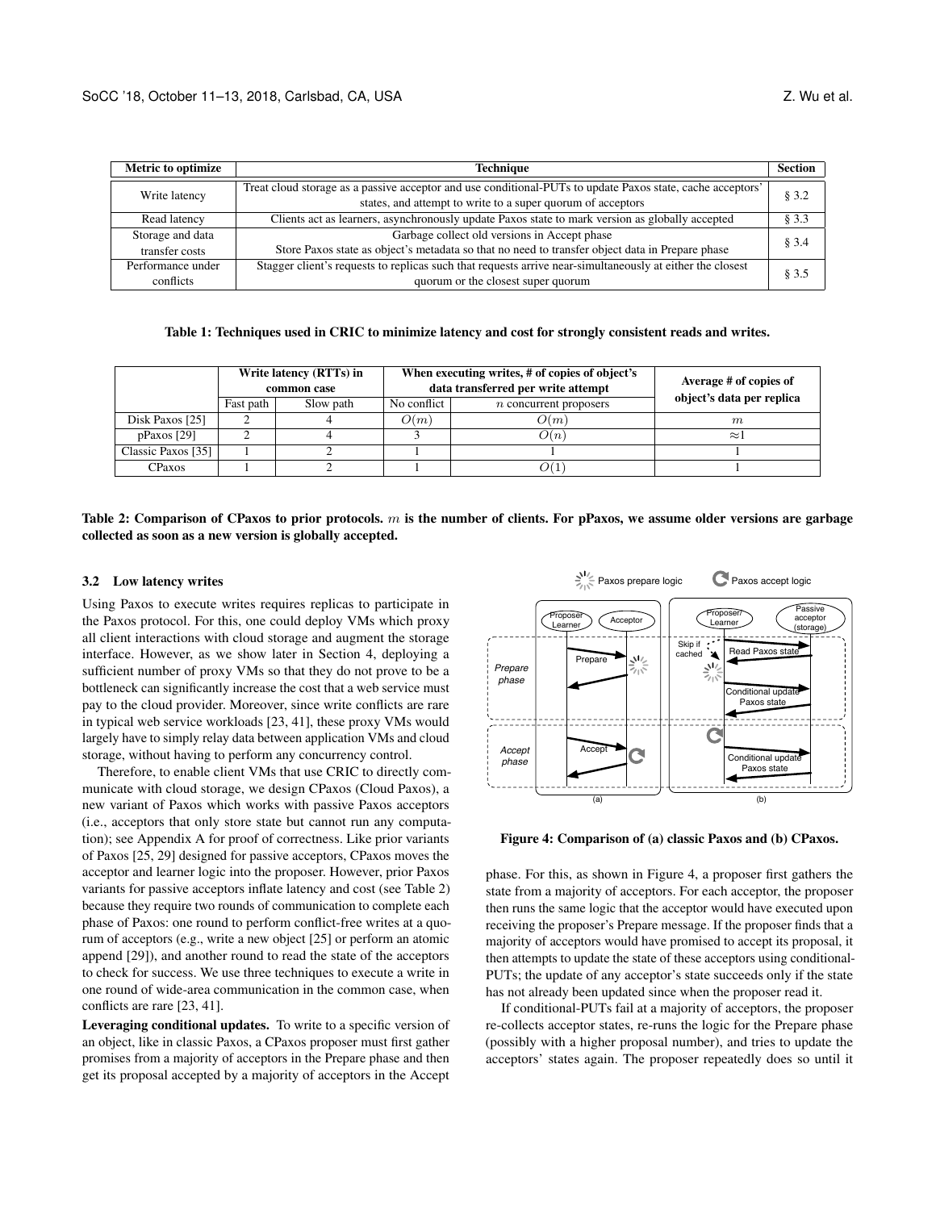| Metric to optimize | Technique | Section |
|---|---|---|
| Write latency | Treat cloud storage as a passive acceptor and use conditional-PUTs to update Paxos state, cache acceptors' states, and attempt to write to a super quorum of acceptors | § 3.2 |
| Read latency | Clients act as learners, asynchronously update Paxos state to mark version as globally accepted | § 3.3 |
| Storage and data transfer costs | Garbage collect old versions in Accept phase<br>Store Paxos state as object's metadata so that no need to transfer object data in Prepare phase | § 3.4 |
| Performance under conflicts | Stagger client's requests to replicas such that requests arrive near-simultaneously at either the closest quorum or the closest super quorum | § 3.5 |

**Table 1: Techniques used in CRIC to minimize latency and cost for strongly consistent reads and writes.**

| | Write latency (RTTs) in common case | | When executing writes, # of copies of object's data transferred per write attempt | | Average # of copies of object's data per replica |
|---|---|---|---|---|---|
| | Fast path | Slow path | No conflict | $n$ concurrent proposers | |
| Disk Paxos [25] | 2 | 4 | $O(m)$ | $O(m)$ | $m$ |
| pPaxos [29] | 2 | 4 | 3 | $O(n)$ | $\approx 1$ |
| Classic Paxos [35] | 1 | 2 | 1 | 1 | 1 |
| CPaxos | 1 | 2 | 1 | $O(1)$ | 1 |

**Table 2: Comparison of CPaxos to prior protocols. $m$ is the number of clients. For pPaxos, we assume older versions are garbage collected as soon as a new version is globally accepted.**

### 3.2 Low latency writes

Using Paxos to execute writes requires replicas to participate in the Paxos protocol. For this, one could deploy VMs which proxy all client interactions with cloud storage and augment the storage interface. However, as we show later in Section 4, deploying a sufficient number of proxy VMs so that they do not prove to be a bottleneck can significantly increase the cost that a web service must pay to the cloud provider. Moreover, since write conflicts are rare in typical web service workloads [23, 41], these proxy VMs would largely have to simply relay data between application VMs and cloud storage, without having to perform any concurrency control.

Therefore, to enable client VMs that use CRIC to directly communicate with cloud storage, we design CPaxos (Cloud Paxos), a new variant of Paxos which works with passive Paxos acceptors (i.e., acceptors that only store state but cannot run any computation); see Appendix A for proof of correctness. Like prior variants of Paxos [25, 29] designed for passive acceptors, CPaxos moves the acceptor and learner logic into the proposer. However, prior Paxos variants for passive acceptors inflate latency and cost (see Table 2) because they require two rounds of communication to complete each phase of Paxos: one round to perform conflict-free writes at a quorum of acceptors (e.g., write a new object [25] or perform an atomic append [29]), and another round to read the state of the acceptors to check for success. We use three techniques to execute a write in one round of wide-area communication in the common case, when conflicts are rare [23, 41].

**Leveraging conditional updates.** To write to a specific version of an object, like in classic Paxos, a CPaxos proposer must first gather promises from a majority of acceptors in the Prepare phase and then get its proposal accepted by a majority of acceptors in the Accept phase. For this, as shown in Figure 4, a proposer first gathers the state from a majority of acceptors. For each acceptor, the proposer then runs the same logic that the acceptor would have executed upon receiving the proposer's Prepare message. If the proposer finds that a majority of acceptors would have promised to accept its proposal, it then attempts to update the state of these acceptors using conditional-PUTs; the update of any acceptor's state succeeds only if the state has not already been updated since when the proposer read it.

**Figure 4: Comparison of (a) classic Paxos and (b) CPaxos.**

If conditional-PUTs fail at a majority of acceptors, the proposer re-collects acceptor states, re-runs the logic for the Prepare phase (possibly with a higher proposal number), and tries to update the acceptors' states again. The proposer repeatedly does so until it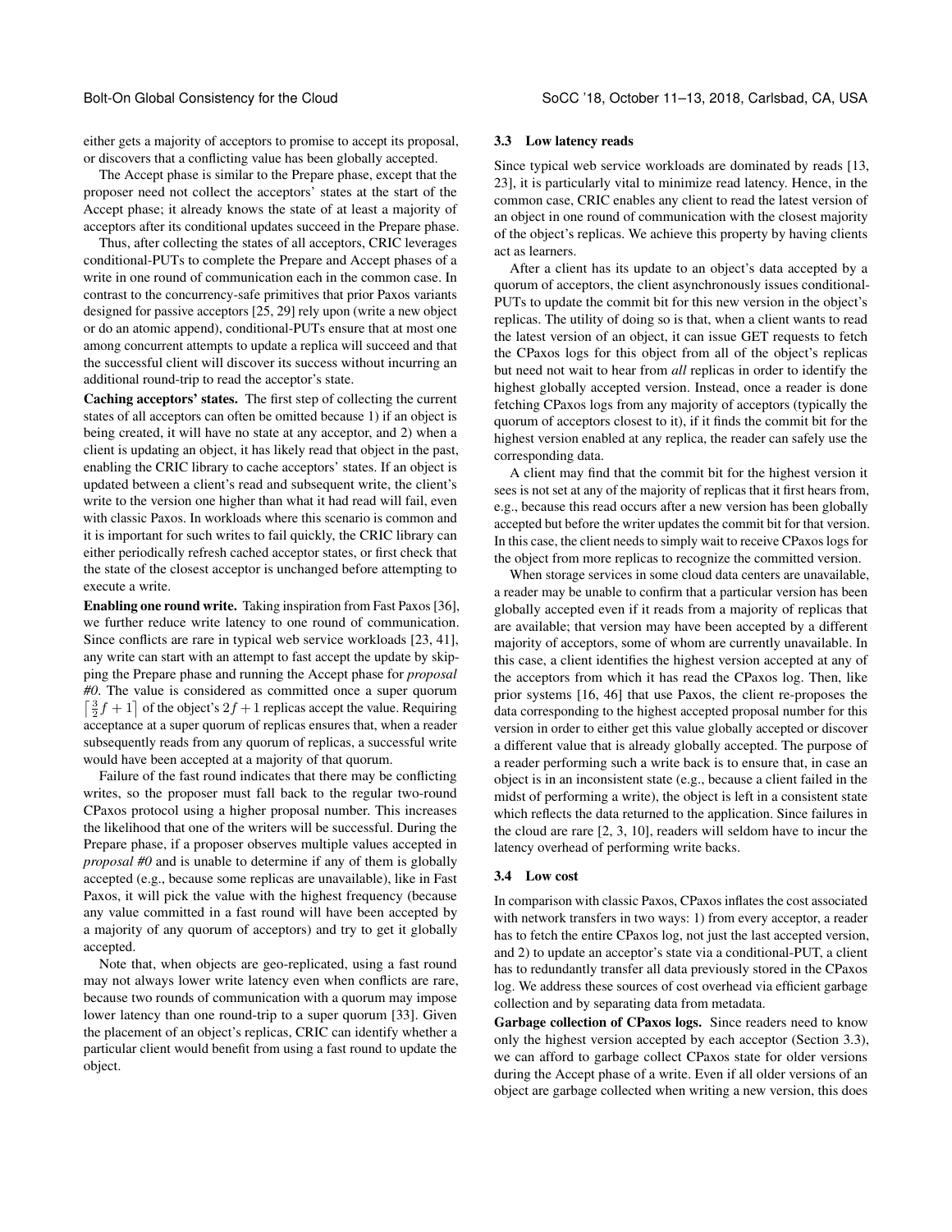either gets a majority of acceptors to promise to accept its proposal, or discovers that a conflicting value has been globally accepted.

The Accept phase is similar to the Prepare phase, except that the proposer need not collect the acceptors' states at the start of the Accept phase; it already knows the state of at least a majority of acceptors after its conditional updates succeed in the Prepare phase.

Thus, after collecting the states of all acceptors, CRIC leverages conditional-PUTs to complete the Prepare and Accept phases of a write in one round of communication each in the common case. In contrast to the concurrency-safe primitives that prior Paxos variants designed for passive acceptors [25, 29] rely upon (write a new object or do an atomic append), conditional-PUTs ensure that at most one among concurrent attempts to update a replica will succeed and that the successful client will discover its success without incurring an additional round-trip to read the acceptor's state.

**Caching acceptors' states.** The first step of collecting the current states of all acceptors can often be omitted because 1) if an object is being created, it will have no state at any acceptor, and 2) when a client is updating an object, it has likely read that object in the past, enabling the CRIC library to cache acceptors' states. If an object is updated between a client's read and subsequent write, the client's write to the version one higher than what it had read will fail, even with classic Paxos. In workloads where this scenario is common and it is important for such writes to fail quickly, the CRIC library can either periodically refresh cached acceptor states, or first check that the state of the closest acceptor is unchanged before attempting to execute a write.

**Enabling one round write.** Taking inspiration from Fast Paxos [36], we further reduce write latency to one round of communication. Since conflicts are rare in typical web service workloads [23, 41], any write can start with an attempt to fast accept the update by skipping the Prepare phase and running the Accept phase for *proposal #0*. The value is considered as committed once a super quorum $\left\lceil \frac{3}{2}f + 1 \right\rceil$ of the object's $2f+1$ replicas accept the value. Requiring acceptance at a super quorum of replicas ensures that, when a reader subsequently reads from any quorum of replicas, a successful write would have been accepted at a majority of that quorum.

Failure of the fast round indicates that there may be conflicting writes, so the proposer must fall back to the regular two-round CPaxos protocol using a higher proposal number. This increases the likelihood that one of the writers will be successful. During the Prepare phase, if a proposer observes multiple values accepted in *proposal #0* and is unable to determine if any of them is globally accepted (e.g., because some replicas are unavailable), like in Fast Paxos, it will pick the value with the highest frequency (because any value committed in a fast round will have been accepted by a majority of any quorum of acceptors) and try to get it globally accepted.

Note that, when objects are geo-replicated, using a fast round may not always lower write latency even when conflicts are rare, because two rounds of communication with a quorum may impose lower latency than one round-trip to a super quorum [33]. Given the placement of an object's replicas, CRIC can identify whether a particular client would benefit from using a fast round to update the object.

### 3.3 Low latency reads

Since typical web service workloads are dominated by reads [13, 23], it is particularly vital to minimize read latency. Hence, in the common case, CRIC enables any client to read the latest version of an object in one round of communication with the closest majority of the object's replicas. We achieve this property by having clients act as learners.

After a client has its update to an object's data accepted by a quorum of acceptors, the client asynchronously issues conditional-PUTs to update the commit bit for this new version in the object's replicas. The utility of doing so is that, when a client wants to read the latest version of an object, it can issue GET requests to fetch the CPaxos logs for this object from all of the object's replicas but need not wait to hear from *all* replicas in order to identify the highest globally accepted version. Instead, once a reader is done fetching CPaxos logs from any majority of acceptors (typically the quorum of acceptors closest to it), if it finds the commit bit for the highest version enabled at any replica, the reader can safely use the corresponding data.

A client may find that the commit bit for the highest version it sees is not set at any of the majority of replicas that it first hears from, e.g., because this read occurs after a new version has been globally accepted but before the writer updates the commit bit for that version. In this case, the client needs to simply wait to receive CPaxos logs for the object from more replicas to recognize the committed version.

When storage services in some cloud data centers are unavailable, a reader may be unable to confirm that a particular version has been globally accepted even if it reads from a majority of replicas that are available; that version may have been accepted by a different majority of acceptors, some of whom are currently unavailable. In this case, a client identifies the highest version accepted at any of the acceptors from which it has read the CPaxos log. Then, like prior systems [16, 46] that use Paxos, the client re-proposes the data corresponding to the highest accepted proposal number for this version in order to either get this value globally accepted or discover a different value that is already globally accepted. The purpose of a reader performing such a write back is to ensure that, in case an object is in an inconsistent state (e.g., because a client failed in the midst of performing a write), the object is left in a consistent state which reflects the data returned to the application. Since failures in the cloud are rare [2, 3, 10], readers will seldom have to incur the latency overhead of performing write backs.

### 3.4 Low cost

In comparison with classic Paxos, CPaxos inflates the cost associated with network transfers in two ways: 1) from every acceptor, a reader has to fetch the entire CPaxos log, not just the last accepted version, and 2) to update an acceptor's state via a conditional-PUT, a client has to redundantly transfer all data previously stored in the CPaxos log. We address these sources of cost overhead via efficient garbage collection and by separating data from metadata.

**Garbage collection of CPaxos logs.** Since readers need to know only the highest version accepted by each acceptor (Section 3.3), we can afford to garbage collect CPaxos state for older versions during the Accept phase of a write. Even if all older versions of an object are garbage collected when writing a new version, this does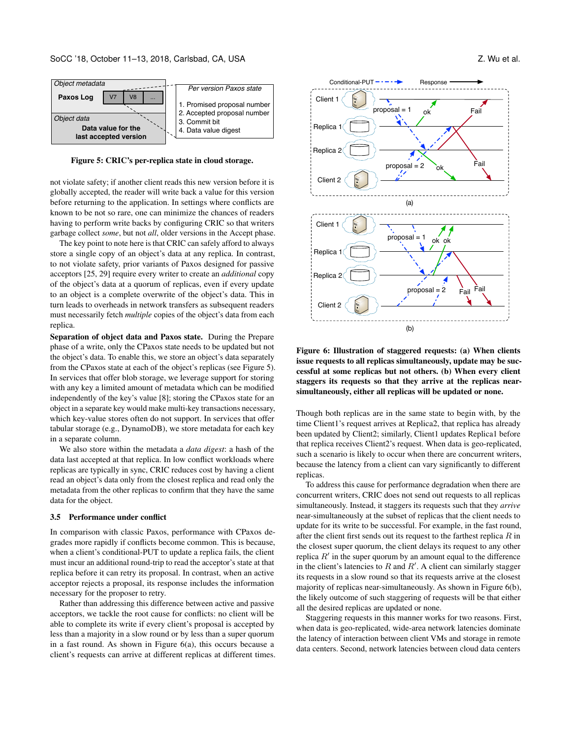Figure 5: CRIC's per-replica state in cloud storage.

not violate safety; if another client reads this new version before it is globally accepted, the reader will write back a value for this version before returning to the application. In settings where conflicts are known to be not so rare, one can minimize the chances of readers having to perform write backs by configuring CRIC so that writers garbage collect *some*, but not *all*, older versions in the Accept phase.

The key point to note here is that CRIC can safely afford to always store a single copy of an object's data at any replica. In contrast, to not violate safety, prior variants of Paxos designed for passive acceptors [25, 29] require every writer to create an *additional* copy of the object's data at a quorum of replicas, even if every update to an object is a complete overwrite of the object's data. This in turn leads to overheads in network transfers as subsequent readers must necessarily fetch *multiple* copies of the object's data from each replica.

**Separation of object data and Paxos state.** During the Prepare phase of a write, only the CPaxos state needs to be updated but not the object's data. To enable this, we store an object's data separately from the CPaxos state at each of the object's replicas (see Figure 5). In services that offer blob storage, we leverage support for storing with any key a limited amount of metadata which can be modified independently of the key's value [8]; storing the CPaxos state for an object in a separate key would make multi-key transactions necessary, which key-value stores often do not support. In services that offer tabular storage (e.g., DynamoDB), we store metadata for each key in a separate column.

We also store within the metadata a *data digest*: a hash of the data last accepted at that replica. In low conflict workloads where replicas are typically in sync, CRIC reduces cost by having a client read an object's data only from the closest replica and read only the metadata from the other replicas to confirm that they have the same data for the object.

### 3.5 Performance under conflict

In comparison with classic Paxos, performance with CPaxos degrades more rapidly if conflicts become common. This is because, when a client's conditional-PUT to update a replica fails, the client must incur an additional round-trip to read the acceptor's state at that replica before it can retry its proposal. In contrast, when an active acceptor rejects a proposal, its response includes the information necessary for the proposer to retry.

Rather than addressing this difference between active and passive acceptors, we tackle the root cause for conflicts: no client will be able to complete its write if every client's proposal is accepted by less than a majority in a slow round or by less than a super quorum in a fast round. As shown in Figure 6(a), this occurs because a client's requests can arrive at different replicas at different times.

**Figure 6: Illustration of staggered requests: (a) When clients issue requests to all replicas simultaneously, update may be successful at some replicas but not others. (b) When every client staggers its requests so that they arrive at the replicas near-simultaneously, either all replicas will be updated or none.**

Though both replicas are in the same state to begin with, by the time Client1's request arrives at Replica2, that replica has already been updated by Client2; similarly, Client1 updates Replica1 before that replica receives Client2's request. When data is geo-replicated, such a scenario is likely to occur when there are concurrent writers, because the latency from a client can vary significantly to different replicas.

To address this cause for performance degradation when there are concurrent writers, CRIC does not send out requests to all replicas simultaneously. Instead, it staggers its requests such that they *arrive* near-simultaneously at the subset of replicas that the client needs to update for its write to be successful. For example, in the fast round, after the client first sends out its request to the farthest replica $R$ in the closest super quorum, the client delays its request to any other replica $R'$ in the super quorum by an amount equal to the difference in the client's latencies to $R$ and $R'$. A client can similarly stagger its requests in a slow round so that its requests arrive at the closest majority of replicas near-simultaneously. As shown in Figure 6(b), the likely outcome of such staggering of requests will be that either all the desired replicas are updated or none.

Staggering requests in this manner works for two reasons. First, when data is geo-replicated, wide-area network latencies dominate the latency of interaction between client VMs and storage in remote data centers. Second, network latencies between cloud data centers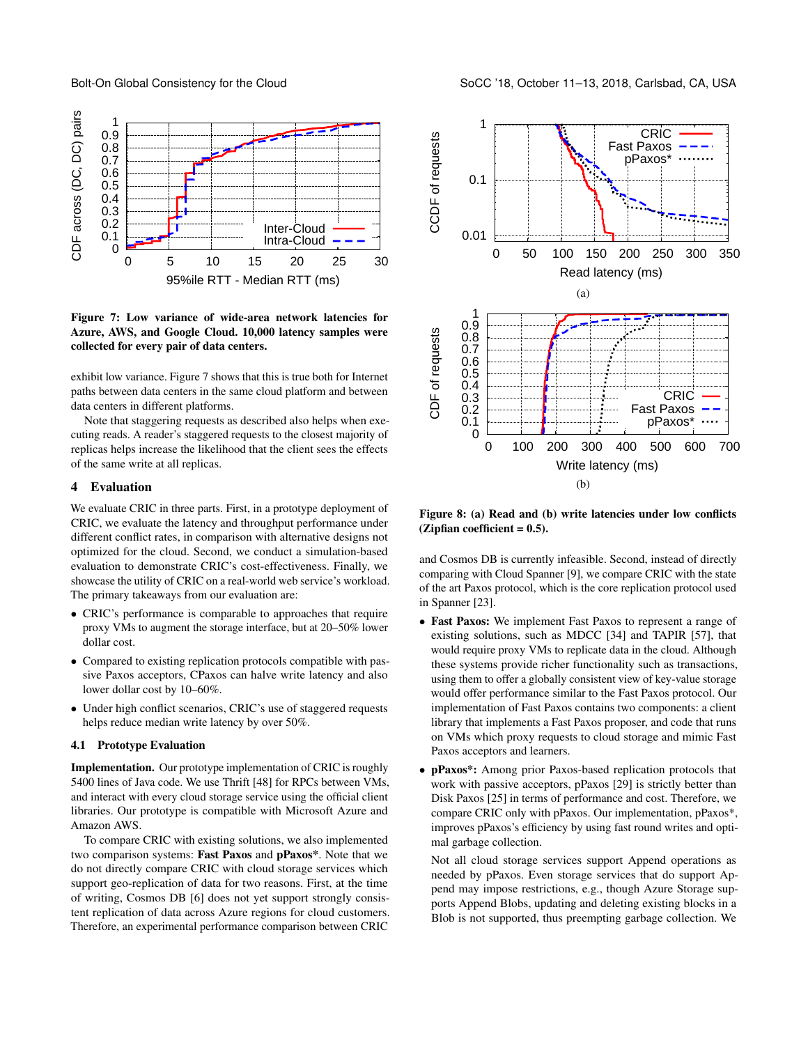Figure 7: Low variance of wide-area network latencies for Azure, AWS, and Google Cloud. 10,000 latency samples were collected for every pair of data centers.

exhibit low variance. Figure 7 shows that this is true both for Internet paths between data centers in the same cloud platform and between data centers in different platforms.

Note that staggering requests as described also helps when executing reads. A reader's staggered requests to the closest majority of replicas helps increase the likelihood that the client sees the effects of the same write at all replicas.

## 4 Evaluation

We evaluate CRIC in three parts. First, in a prototype deployment of CRIC, we evaluate the latency and throughput performance under different conflict rates, in comparison with alternative designs not optimized for the cloud. Second, we conduct a simulation-based evaluation to demonstrate CRIC's cost-effectiveness. Finally, we showcase the utility of CRIC on a real-world web service's workload. The primary takeaways from our evaluation are:

- CRIC's performance is comparable to approaches that require proxy VMs to augment the storage interface, but at 20–50% lower dollar cost.
- Compared to existing replication protocols compatible with passive Paxos acceptors, CPaxos can halve write latency and also lower dollar cost by 10–60%.
- Under high conflict scenarios, CRIC's use of staggered requests helps reduce median write latency by over 50%.

### 4.1 Prototype Evaluation

**Implementation.** Our prototype implementation of CRIC is roughly 5400 lines of Java code. We use Thrift [48] for RPCs between VMs, and interact with every cloud storage service using the official client libraries. Our prototype is compatible with Microsoft Azure and Amazon AWS.

To compare CRIC with existing solutions, we also implemented two comparison systems: **Fast Paxos** and **pPaxos***. Note that we do not directly compare CRIC with cloud storage services which support geo-replication of data for two reasons. First, at the time of writing, Cosmos DB [6] does not yet support strongly consistent replication of data across Azure regions for cloud customers. Therefore, an experimental performance comparison between CRIC and Cosmos DB is currently infeasible. Second, instead of directly comparing with Cloud Spanner [9], we compare CRIC with the state of the art Paxos protocol, which is the core replication protocol used in Spanner [23].

Figure 8: (a) Read and (b) write latencies under low conflicts (Zipfian coefficient = 0.5).

- **Fast Paxos:** We implement Fast Paxos to represent a range of existing solutions, such as MDCC [34] and TAPIR [57], that would require proxy VMs to replicate data in the cloud. Although these systems provide richer functionality such as transactions, using them to offer a globally consistent view of key-value storage would offer performance similar to the Fast Paxos protocol. Our implementation of Fast Paxos contains two components: a client library that implements a Fast Paxos proposer, and code that runs on VMs which proxy requests to cloud storage and mimic Fast Paxos acceptors and learners.
- **pPaxos*:** Among prior Paxos-based replication protocols that work with passive acceptors, pPaxos [29] is strictly better than Disk Paxos [25] in terms of performance and cost. Therefore, we compare CRIC only with pPaxos. Our implementation, pPaxos*, improves pPaxos's efficiency by using fast round writes and optimal garbage collection.

  Not all cloud storage services support Append operations as needed by pPaxos. Even storage services that do support Append may impose restrictions, e.g., though Azure Storage supports Append Blobs, updating and deleting existing blocks in a Blob is not supported, thus preempting garbage collection. We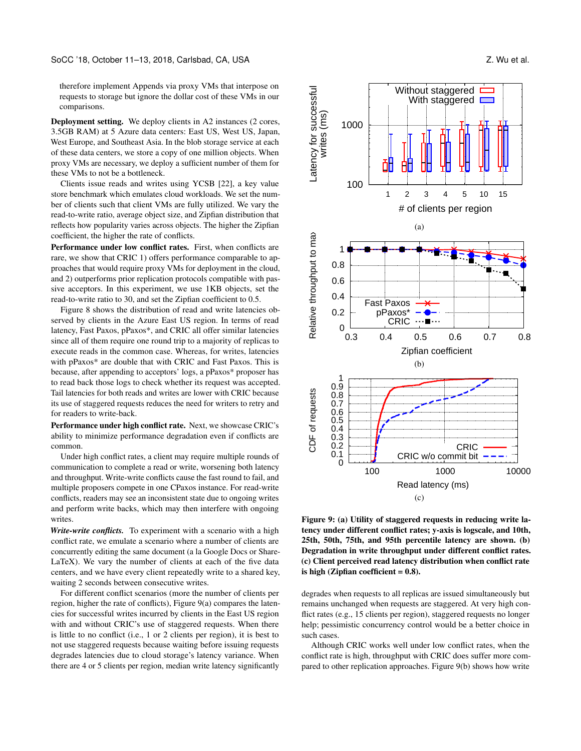therefore implement Appends via proxy VMs that interpose on requests to storage but ignore the dollar cost of these VMs in our comparisons.

**Deployment setting.** We deploy clients in A2 instances (2 cores, 3.5GB RAM) at 5 Azure data centers: East US, West US, Japan, West Europe, and Southeast Asia. In the blob storage service at each of these data centers, we store a copy of one million objects. When proxy VMs are necessary, we deploy a sufficient number of them for these VMs to not be a bottleneck.

Clients issue reads and writes using YCSB [22], a key value store benchmark which emulates cloud workloads. We set the number of clients such that client VMs are fully utilized. We vary the read-to-write ratio, average object size, and Zipfian distribution that reflects how popularity varies across objects. The higher the Zipfian coefficient, the higher the rate of conflicts.

**Performance under low conflict rates.** First, when conflicts are rare, we show that CRIC 1) offers performance comparable to approaches that would require proxy VMs for deployment in the cloud, and 2) outperforms prior replication protocols compatible with passive acceptors. In this experiment, we use 1KB objects, set the read-to-write ratio to 30, and set the Zipfian coefficient to 0.5.

Figure 8 shows the distribution of read and write latencies observed by clients in the Azure East US region. In terms of read latency, Fast Paxos, pPaxos*, and CRIC all offer similar latencies since all of them require one round trip to a majority of replicas to execute reads in the common case. Whereas, for writes, latencies with pPaxos* are double that with CRIC and Fast Paxos. This is because, after appending to acceptors' logs, a pPaxos* proposer has to read back those logs to check whether its request was accepted. Tail latencies for both reads and writes are lower with CRIC because its use of staggered requests reduces the need for writers to retry and for readers to write-back.

**Performance under high conflict rate.** Next, we showcase CRIC's ability to minimize performance degradation even if conflicts are common.

Under high conflict rates, a client may require multiple rounds of communication to complete a read or write, worsening both latency and throughput. Write-write conflicts cause the fast round to fail, and multiple proposers compete in one CPaxos instance. For read-write conflicts, readers may see an inconsistent state due to ongoing writes and perform write backs, which may then interfere with ongoing writes.

***Write-write conflicts.*** To experiment with a scenario with a high conflict rate, we emulate a scenario where a number of clients are concurrently editing the same document (a la Google Docs or ShareLaTeX). We vary the number of clients at each of the five data centers, and we have every client repeatedly write to a shared key, waiting 2 seconds between consecutive writes.

For different conflict scenarios (more the number of clients per region, higher the rate of conflicts), Figure 9(a) compares the latencies for successful writes incurred by clients in the East US region with and without CRIC's use of staggered requests. When there is little to no conflict (i.e., 1 or 2 clients per region), it is best to not use staggered requests because waiting before issuing requests degrades latencies due to cloud storage's latency variance. When there are 4 or 5 clients per region, median write latency significantly

**Figure 9: (a) Utility of staggered requests in reducing write latency under different conflict rates; y-axis is logscale, and 10th, 25th, 50th, 75th, and 95th percentile latency are shown. (b) Degradation in write throughput under different conflict rates. (c) Client perceived read latency distribution when conflict rate is high (Zipfian coefficient = 0.8).**

degrades when requests to all replicas are issued simultaneously but remains unchanged when requests are staggered. At very high conflict rates (e.g., 15 clients per region), staggered requests no longer help; pessimistic concurrency control would be a better choice in such cases.

Although CRIC works well under low conflict rates, when the conflict rate is high, throughput with CRIC does suffer more compared to other replication approaches. Figure 9(b) shows how write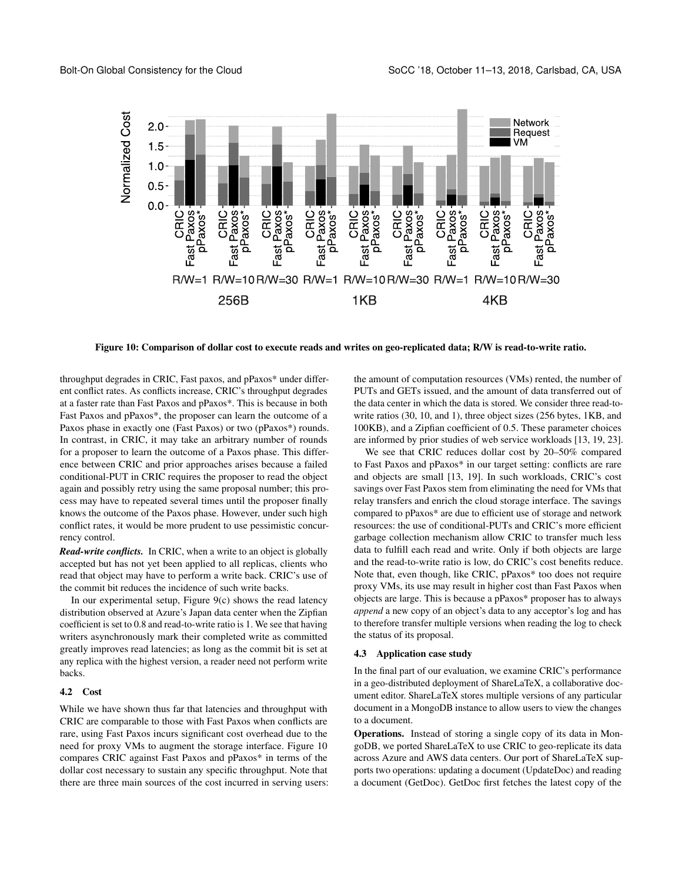Figure 10: Comparison of dollar cost to execute reads and writes on geo-replicated data; R/W is read-to-write ratio.

throughput degrades in CRIC, Fast paxos, and pPaxos* under different conflict rates. As conflicts increase, CRIC's throughput degrades at a faster rate than Fast Paxos and pPaxos*. This is because in both Fast Paxos and pPaxos*, the proposer can learn the outcome of a Paxos phase in exactly one (Fast Paxos) or two (pPaxos*) rounds. In contrast, in CRIC, it may take an arbitrary number of rounds for a proposer to learn the outcome of a Paxos phase. This difference between CRIC and prior approaches arises because a failed conditional-PUT in CRIC requires the proposer to read the object again and possibly retry using the same proposal number; this process may have to repeated several times until the proposer finally knows the outcome of the Paxos phase. However, under such high conflict rates, it would be more prudent to use pessimistic concurrency control.

***Read-write conflicts.*** In CRIC, when a write to an object is globally accepted but has not yet been applied to all replicas, clients who read that object may have to perform a write back. CRIC's use of the commit bit reduces the incidence of such write backs.

In our experimental setup, Figure 9(c) shows the read latency distribution observed at Azure's Japan data center when the Zipfian coefficient is set to 0.8 and read-to-write ratio is 1. We see that having writers asynchronously mark their completed write as committed greatly improves read latencies; as long as the commit bit is set at any replica with the highest version, a reader need not perform write backs.

### 4.2 Cost

While we have shown thus far that latencies and throughput with CRIC are comparable to those with Fast Paxos when conflicts are rare, using Fast Paxos incurs significant cost overhead due to the need for proxy VMs to augment the storage interface. Figure 10 compares CRIC against Fast Paxos and pPaxos* in terms of the dollar cost necessary to sustain any specific throughput. Note that there are three main sources of the cost incurred in serving users: the amount of computation resources (VMs) rented, the number of PUTs and GETs issued, and the amount of data transferred out of the data center in which the data is stored. We consider three read-to-write ratios (30, 10, and 1), three object sizes (256 bytes, 1KB, and 100KB), and a Zipfian coefficient of 0.5. These parameter choices are informed by prior studies of web service workloads [13, 19, 23].

We see that CRIC reduces dollar cost by 20–50% compared to Fast Paxos and pPaxos* in our target setting: conflicts are rare and objects are small [13, 19]. In such workloads, CRIC's cost savings over Fast Paxos stem from eliminating the need for VMs that relay transfers and enrich the cloud storage interface. The savings compared to pPaxos* are due to efficient use of storage and network resources: the use of conditional-PUTs and CRIC's more efficient garbage collection mechanism allow CRIC to transfer much less data to fulfill each read and write. Only if both objects are large and the read-to-write ratio is low, do CRIC's cost benefits reduce. Note that, even though, like CRIC, pPaxos* too does not require proxy VMs, its use may result in higher cost than Fast Paxos when objects are large. This is because a pPaxos* proposer has to always *append* a new copy of an object's data to any acceptor's log and has to therefore transfer multiple versions when reading the log to check the status of its proposal.

### 4.3 Application case study

In the final part of our evaluation, we examine CRIC's performance in a geo-distributed deployment of ShareLaTeX, a collaborative document editor. ShareLaTeX stores multiple versions of any particular document in a MongoDB instance to allow users to view the changes to a document.

**Operations.** Instead of storing a single copy of its data in MongoDB, we ported ShareLaTeX to use CRIC to geo-replicate its data across Azure and AWS data centers. Our port of ShareLaTeX supports two operations: updating a document (UpdateDoc) and reading a document (GetDoc). GetDoc first fetches the latest copy of the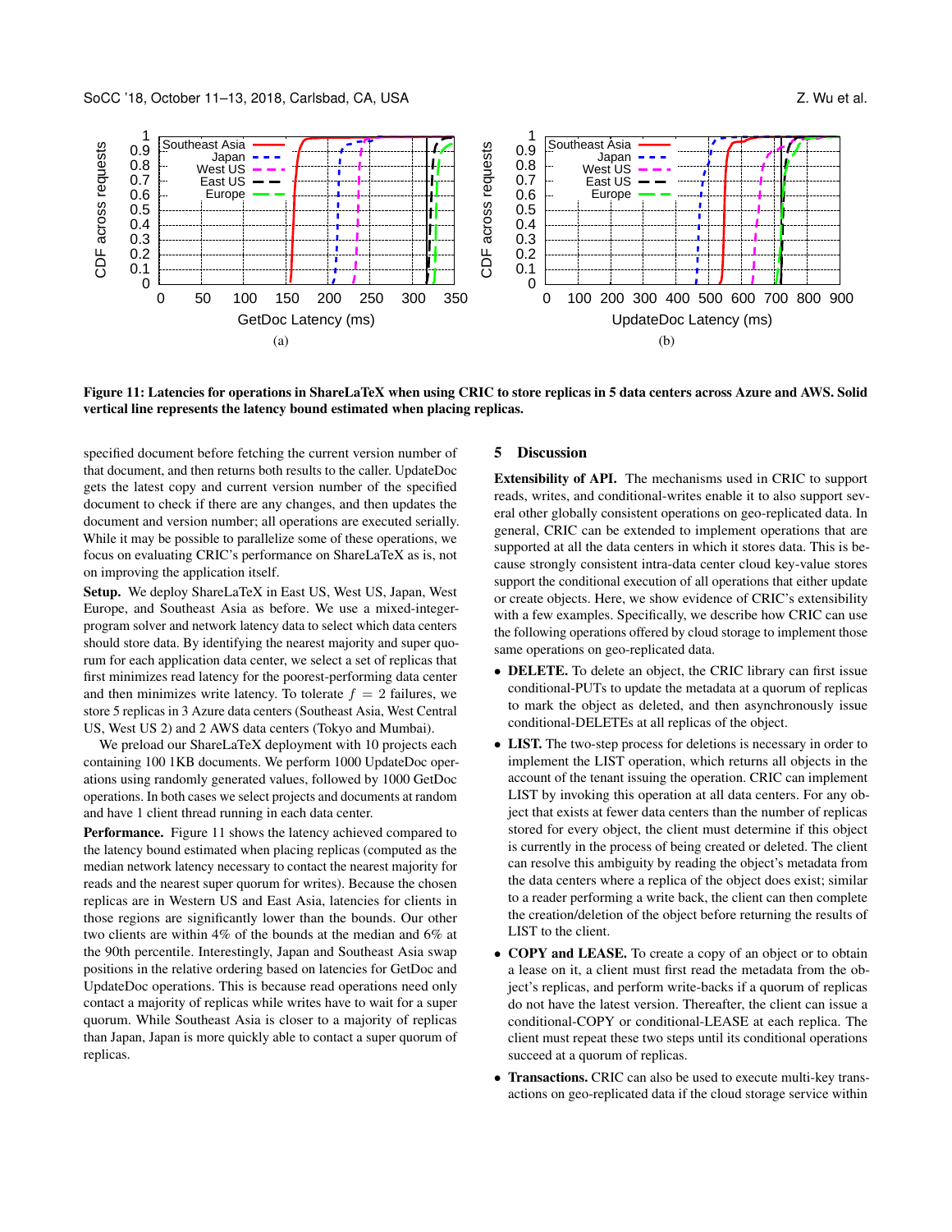Figure 11: Latencies for operations in ShareLaTeX when using CRIC to store replicas in 5 data centers across Azure and AWS. Solid vertical line represents the latency bound estimated when placing replicas.

(a) (b)

specified document before fetching the current version number of that document, and then returns both results to the caller. UpdateDoc gets the latest copy and current version number of the specified document to check if there are any changes, and then updates the document and version number; all operations are executed serially. While it may be possible to parallelize some of these operations, we focus on evaluating CRIC's performance on ShareLaTeX as is, not on improving the application itself.

**Setup.** We deploy ShareLaTeX in East US, West US, Japan, West Europe, and Southeast Asia as before. We use a mixed-integer-program solver and network latency data to select which data centers should store data. By identifying the nearest majority and super quorum for each application data center, we select a set of replicas that first minimizes read latency for the poorest-performing data center and then minimizes write latency. To tolerate $f = 2$ failures, we store 5 replicas in 3 Azure data centers (Southeast Asia, West Central US, West US 2) and 2 AWS data centers (Tokyo and Mumbai).

We preload our ShareLaTeX deployment with 10 projects each containing 100 1KB documents. We perform 1000 UpdateDoc operations using randomly generated values, followed by 1000 GetDoc operations. In both cases we select projects and documents at random and have 1 client thread running in each data center.

**Performance.** Figure 11 shows the latency achieved compared to the latency bound estimated when placing replicas (computed as the median network latency necessary to contact the nearest majority for reads and the nearest super quorum for writes). Because the chosen replicas are in Western US and East Asia, latencies for clients in those regions are significantly lower than the bounds. Our other two clients are within 4% of the bounds at the median and 6% at the 90th percentile. Interestingly, Japan and Southeast Asia swap positions in the relative ordering based on latencies for GetDoc and UpdateDoc operations. This is because read operations need only contact a majority of replicas while writes have to wait for a super quorum. While Southeast Asia is closer to a majority of replicas than Japan, Japan is more quickly able to contact a super quorum of replicas.

## 5 Discussion

**Extensibility of API.** The mechanisms used in CRIC to support reads, writes, and conditional-writes enable it to also support several other globally consistent operations on geo-replicated data. In general, CRIC can be extended to implement operations that are supported at all the data centers in which it stores data. This is because strongly consistent intra-data center cloud key-value stores support the conditional execution of all operations that either update or create objects. Here, we show evidence of CRIC's extensibility with a few examples. Specifically, we describe how CRIC can use the following operations offered by cloud storage to implement those same operations on geo-replicated data.

- **DELETE.** To delete an object, the CRIC library can first issue conditional-PUTs to update the metadata at a quorum of replicas to mark the object as deleted, and then asynchronously issue conditional-DELETEs at all replicas of the object.
- **LIST.** The two-step process for deletions is necessary in order to implement the LIST operation, which returns all objects in the account of the tenant issuing the operation. CRIC can implement LIST by invoking this operation at all data centers. For any object that exists at fewer data centers than the number of replicas stored for every object, the client must determine if this object is currently in the process of being created or deleted. The client can resolve this ambiguity by reading the object's metadata from the data centers where a replica of the object does exist; similar to a reader performing a write back, the client can then complete the creation/deletion of the object before returning the results of LIST to the client.
- **COPY and LEASE.** To create a copy of an object or to obtain a lease on it, a client must first read the metadata from the object's replicas, and perform write-backs if a quorum of replicas do not have the latest version. Thereafter, the client can issue a conditional-COPY or conditional-LEASE at each replica. The client must repeat these two steps until its conditional operations succeed at a quorum of replicas.
- **Transactions.** CRIC can also be used to execute multi-key transactions on geo-replicated data if the cloud storage service within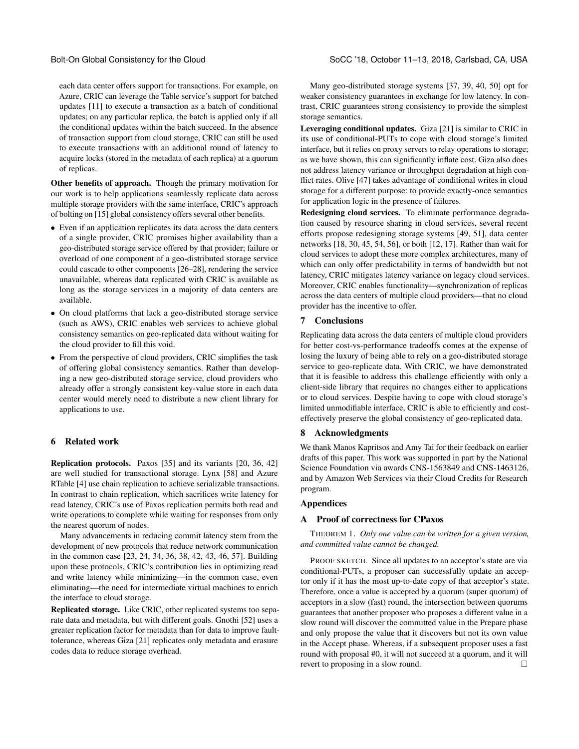each data center offers support for transactions. For example, on Azure, CRIC can leverage the Table service's support for batched updates [11] to execute a transaction as a batch of conditional updates; on any particular replica, the batch is applied only if all the conditional updates within the batch succeed. In the absence of transaction support from cloud storage, CRIC can still be used to execute transactions with an additional round of latency to acquire locks (stored in the metadata of each replica) at a quorum of replicas.

**Other benefits of approach.** Though the primary motivation for our work is to help applications seamlessly replicate data across multiple storage providers with the same interface, CRIC's approach of bolting on [15] global consistency offers several other benefits.

- Even if an application replicates its data across the data centers of a single provider, CRIC promises higher availability than a geo-distributed storage service offered by that provider; failure or overload of one component of a geo-distributed storage service could cascade to other components [26–28], rendering the service unavailable, whereas data replicated with CRIC is available as long as the storage services in a majority of data centers are available.
- On cloud platforms that lack a geo-distributed storage service (such as AWS), CRIC enables web services to achieve global consistency semantics on geo-replicated data without waiting for the cloud provider to fill this void.
- From the perspective of cloud providers, CRIC simplifies the task of offering global consistency semantics. Rather than developing a new geo-distributed storage service, cloud providers who already offer a strongly consistent key-value store in each data center would merely need to distribute a new client library for applications to use.

## 6 Related work

**Replication protocols.** Paxos [35] and its variants [20, 36, 42] are well studied for transactional storage. Lynx [58] and Azure RTable [4] use chain replication to achieve serializable transactions. In contrast to chain replication, which sacrifices write latency for read latency, CRIC's use of Paxos replication permits both read and write operations to complete while waiting for responses from only the nearest quorum of nodes.

Many advancements in reducing commit latency stem from the development of new protocols that reduce network communication in the common case [23, 24, 34, 36, 38, 42, 43, 46, 57]. Building upon these protocols, CRIC's contribution lies in optimizing read and write latency while minimizing—in the common case, even eliminating—the need for intermediate virtual machines to enrich the interface to cloud storage.

**Replicated storage.** Like CRIC, other replicated systems too separate data and metadata, but with different goals. Gnothi [52] uses a greater replication factor for metadata than for data to improve fault-tolerance, whereas Giza [21] replicates only metadata and erasure codes data to reduce storage overhead.

Many geo-distributed storage systems [37, 39, 40, 50] opt for weaker consistency guarantees in exchange for low latency. In contrast, CRIC guarantees strong consistency to provide the simplest storage semantics.

**Leveraging conditional updates.** Giza [21] is similar to CRIC in its use of conditional-PUTs to cope with cloud storage's limited interface, but it relies on proxy servers to relay operations to storage; as we have shown, this can significantly inflate cost. Giza also does not address latency variance or throughput degradation at high conflict rates. Olive [47] takes advantage of conditional writes in cloud storage for a different purpose: to provide exactly-once semantics for application logic in the presence of failures.

**Redesigning cloud services.** To eliminate performance degradation caused by resource sharing in cloud services, several recent efforts propose redesigning storage systems [49, 51], data center networks [18, 30, 45, 54, 56], or both [12, 17]. Rather than wait for cloud services to adopt these more complex architectures, many of which can only offer predictability in terms of bandwidth but not latency, CRIC mitigates latency variance on legacy cloud services. Moreover, CRIC enables functionality—synchronization of replicas across the data centers of multiple cloud providers—that no cloud provider has the incentive to offer.

## 7 Conclusions

Replicating data across the data centers of multiple cloud providers for better cost-vs-performance tradeoffs comes at the expense of losing the luxury of being able to rely on a geo-distributed storage service to geo-replicate data. With CRIC, we have demonstrated that it is feasible to address this challenge efficiently with only a client-side library that requires no changes either to applications or to cloud services. Despite having to cope with cloud storage's limited unmodifiable interface, CRIC is able to efficiently and cost-effectively preserve the global consistency of geo-replicated data.

## 8 Acknowledgments

We thank Manos Kapritsos and Amy Tai for their feedback on earlier drafts of this paper. This work was supported in part by the National Science Foundation via awards CNS-1563849 and CNS-1463126, and by Amazon Web Services via their Cloud Credits for Research program.

## Appendices

## A Proof of correctness for CPaxos

THEOREM 1. *Only one value can be written for a given version, and committed value cannot be changed.*

PROOF SKETCH. Since all updates to an acceptor's state are via conditional-PUTs, a proposer can successfully update an acceptor only if it has the most up-to-date copy of that acceptor's state. Therefore, once a value is accepted by a quorum (super quorum) of acceptors in a slow (fast) round, the intersection between quorums guarantees that another proposer who proposes a different value in a slow round will discover the committed value in the Prepare phase and only propose the value that it discovers but not its own value in the Accept phase. Whereas, if a subsequent proposer uses a fast round with proposal #0, it will not succeed at a quorum, and it will revert to proposing in a slow round. □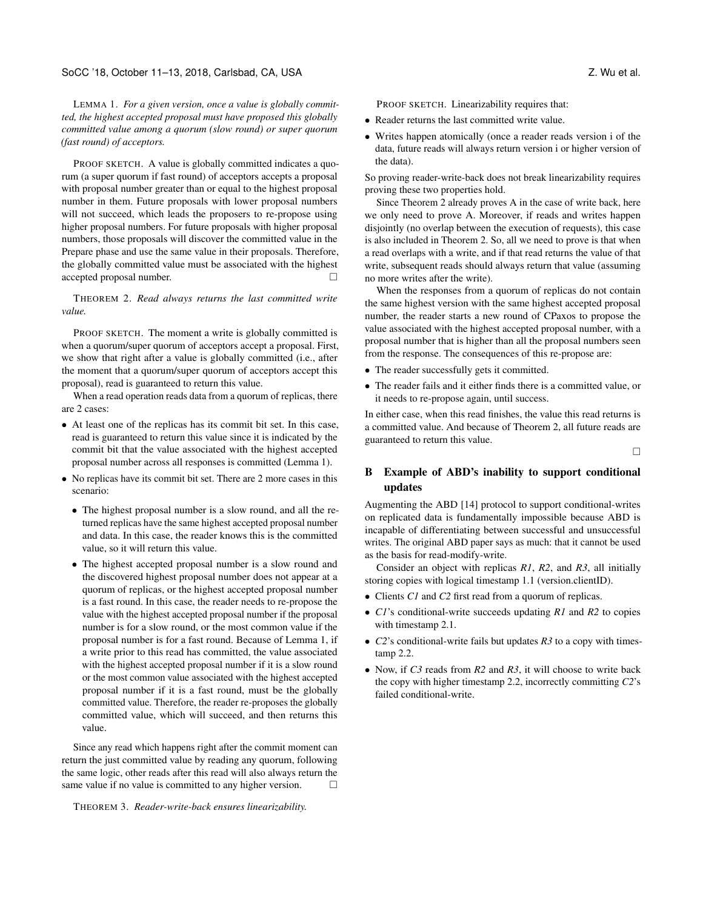LEMMA 1. *For a given version, once a value is globally committed, the highest accepted proposal must have proposed this globally committed value among a quorum (slow round) or super quorum (fast round) of acceptors.*

PROOF SKETCH. A value is globally committed indicates a quorum (a super quorum if fast round) of acceptors accepts a proposal with proposal number greater than or equal to the highest proposal number in them. Future proposals with lower proposal numbers will not succeed, which leads the proposers to re-propose using higher proposal numbers. For future proposals with higher proposal numbers, those proposals will discover the committed value in the Prepare phase and use the same value in their proposals. Therefore, the globally committed value must be associated with the highest accepted proposal number. □

THEOREM 2. *Read always returns the last committed write value.*

PROOF SKETCH. The moment a write is globally committed is when a quorum/super quorum of acceptors accept a proposal. First, we show that right after a value is globally committed (i.e., after the moment that a quorum/super quorum of acceptors accept this proposal), read is guaranteed to return this value.

When a read operation reads data from a quorum of replicas, there are 2 cases:

- At least one of the replicas has its commit bit set. In this case, read is guaranteed to return this value since it is indicated by the commit bit that the value associated with the highest accepted proposal number across all responses is committed (Lemma 1).
- No replicas have its commit bit set. There are 2 more cases in this scenario:
  - The highest proposal number is a slow round, and all the returned replicas have the same highest accepted proposal number and data. In this case, the reader knows this is the committed value, so it will return this value.
  - The highest accepted proposal number is a slow round and the discovered highest proposal number does not appear at a quorum of replicas, or the highest accepted proposal number is a fast round. In this case, the reader needs to re-propose the value with the highest accepted proposal number if the proposal number is for a slow round, or the most common value if the proposal number is for a fast round. Because of Lemma 1, if a write prior to this read has committed, the value associated with the highest accepted proposal number if it is a slow round or the most common value associated with the highest accepted proposal number if it is a fast round, must be the globally committed value. Therefore, the reader re-proposes the globally committed value, which will succeed, and then returns this value.

Since any read which happens right after the commit moment can return the just committed value by reading any quorum, following the same logic, other reads after this read will also always return the same value if no value is committed to any higher version. □

THEOREM 3. *Reader-write-back ensures linearizability.*

PROOF SKETCH. Linearizability requires that:

- Reader returns the last committed write value.
- Writes happen atomically (once a reader reads version i of the data, future reads will always return version i or higher version of the data).

So proving reader-write-back does not break linearizability requires proving these two properties hold.

Since Theorem 2 already proves A in the case of write back, here we only need to prove A. Moreover, if reads and writes happen disjointly (no overlap between the execution of requests), this case is also included in Theorem 2. So, all we need to prove is that when a read overlaps with a write, and if that read returns the value of that write, subsequent reads should always return that value (assuming no more writes after the write).

When the responses from a quorum of replicas do not contain the same highest version with the same highest accepted proposal number, the reader starts a new round of CPaxos to propose the value associated with the highest accepted proposal number, with a proposal number that is higher than all the proposal numbers seen from the response. The consequences of this re-propose are:

- The reader successfully gets it committed.
- The reader fails and it either finds there is a committed value, or it needs to re-propose again, until success.

In either case, when this read finishes, the value this read returns is a committed value. And because of Theorem 2, all future reads are guaranteed to return this value.

□

## B Example of ABD's inability to support conditional updates

Augmenting the ABD [14] protocol to support conditional-writes on replicated data is fundamentally impossible because ABD is incapable of differentiating between successful and unsuccessful writes. The original ABD paper says as much: that it cannot be used as the basis for read-modify-write.

Consider an object with replicas *R1*, *R2*, and *R3*, all initially storing copies with logical timestamp 1.1 (version.clientID).

- Clients *C1* and *C2* first read from a quorum of replicas.
- *C1*'s conditional-write succeeds updating *R1* and *R2* to copies with timestamp 2.1.
- *C2*'s conditional-write fails but updates *R3* to a copy with timestamp 2.2.
- Now, if *C3* reads from *R2* and *R3*, it will choose to write back the copy with higher timestamp 2.2, incorrectly committing *C2*'s failed conditional-write.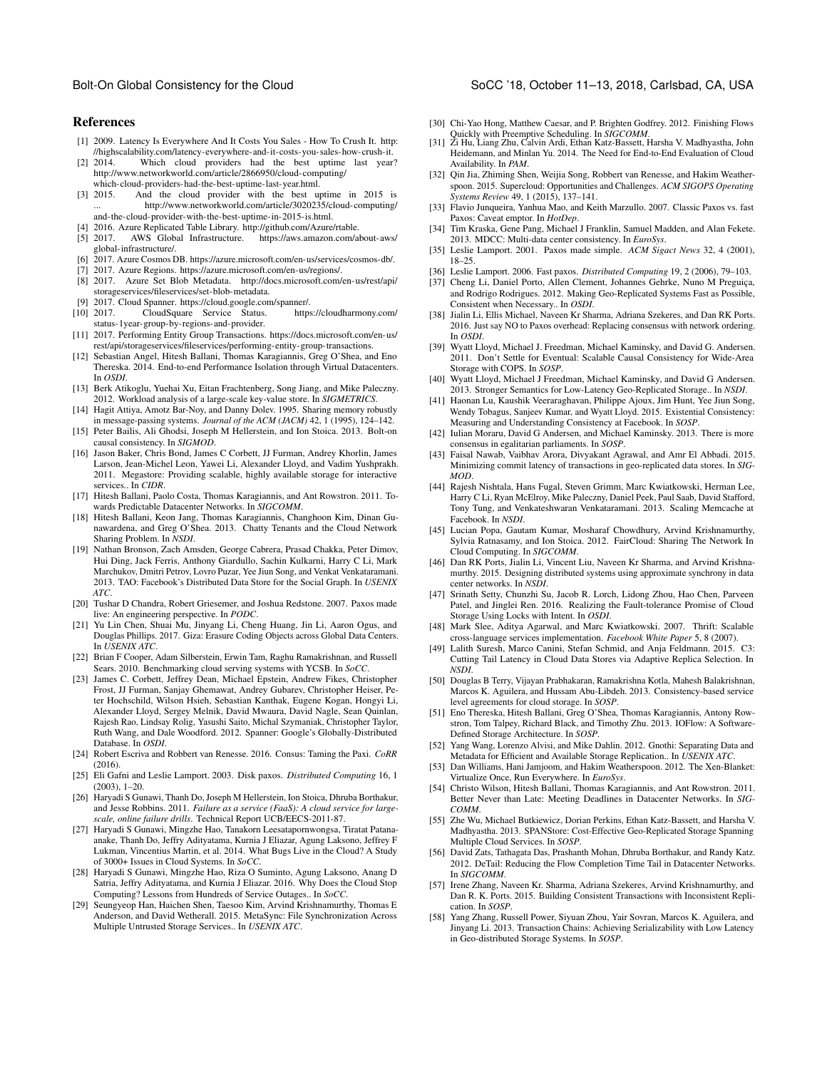## References

[1] 2009. Latency Is Everywhere And It Costs You Sales - How To Crush It. http://highscalability.com/latency-everywhere-and-it-costs-you-sales-how-crush-it.

[2] 2014. Which cloud providers had the best uptime last year? http://www.networkworld.com/article/2866950/cloud-computing/which-cloud-providers-had-the-best-uptime-last-year.html.

[3] 2015. And the cloud provider with the best uptime in 2015 is ... http://www.networkworld.com/article/3020235/cloud-computing/and-the-cloud-provider-with-the-best-uptime-in-2015-is.html.

[4] 2016. Azure Replicated Table Library. http://github.com/Azure/rtable.

[5] 2017. AWS Global Infrastructure. https://aws.amazon.com/about-aws/global-infrastructure/.

[6] 2017. Azure Cosmos DB. https://azure.microsoft.com/en-us/services/cosmos-db/.

[7] 2017. Azure Regions. https://azure.microsoft.com/en-us/regions/.

[8] 2017. Azure Set Blob Metadata. http://docs.microsoft.com/en-us/rest/api/storageservices/fileservices/set-blob-metadata.

[9] 2017. Cloud Spanner. https://cloud.google.com/spanner/.

[10] 2017. CloudSquare Service Status. https://cloudharmony.com/status-1year-group-by-regions-and-provider.

[11] 2017. Performing Entity Group Transactions. https://docs.microsoft.com/en-us/rest/api/storageservices/fileservices/performing-entity-group-transactions.

[12] Sebastian Angel, Hitesh Ballani, Thomas Karagiannis, Greg O'Shea, and Eno Thereska. 2014. End-to-end Performance Isolation through Virtual Datacenters. In *OSDI*.

[13] Berk Atikoglu, Yuehai Xu, Eitan Frachtenberg, Song Jiang, and Mike Paleczny. 2012. Workload analysis of a large-scale key-value store. In *SIGMETRICS*.

[14] Hagit Attiya, Amotz Bar-Noy, and Danny Dolev. 1995. Sharing memory robustly in message-passing systems. *Journal of the ACM (JACM)* 42, 1 (1995), 124–142.

[15] Peter Bailis, Ali Ghodsi, Joseph M Hellerstein, and Ion Stoica. 2013. Bolt-on causal consistency. In *SIGMOD*.

[16] Jason Baker, Chris Bond, James C Corbett, JJ Furman, Andrey Khorlin, James Larson, Jean-Michel Leon, Yawei Li, Alexander Lloyd, and Vadim Yushprakh. 2011. Megastore: Providing scalable, highly available storage for interactive services.. In *CIDR*.

[17] Hitesh Ballani, Paolo Costa, Thomas Karagiannis, and Ant Rowstron. 2011. Towards Predictable Datacenter Networks. In *SIGCOMM*.

[18] Hitesh Ballani, Keon Jang, Thomas Karagiannis, Changhoon Kim, Dinan Gunawardena, and Greg O'Shea. 2013. Chatty Tenants and the Cloud Network Sharing Problem. In *NSDI*.

[19] Nathan Bronson, Zach Amsden, George Cabrera, Prasad Chakka, Peter Dimov, Hui Ding, Jack Ferris, Anthony Giardullo, Sachin Kulkarni, Harry C Li, Mark Marchukov, Dmitri Petrov, Lovro Puzar, Yee Jiun Song, and Venkat Venkataramani. 2013. TAO: Facebook's Distributed Data Store for the Social Graph. In *USENIX ATC*.

[20] Tushar D Chandra, Robert Griesemer, and Joshua Redstone. 2007. Paxos made live: An engineering perspective. In *PODC*.

[21] Yu Lin Chen, Shuai Mu, Jinyang Li, Cheng Huang, Jin Li, Aaron Ogus, and Douglas Phillips. 2017. Giza: Erasure Coding Objects across Global Data Centers. In *USENIX ATC*.

[22] Brian F Cooper, Adam Silberstein, Erwin Tam, Raghu Ramakrishnan, and Russell Sears. 2010. Benchmarking cloud serving systems with YCSB. In *SoCC*.

[23] James C. Corbett, Jeffrey Dean, Michael Epstein, Andrew Fikes, Christopher Frost, JJ Furman, Sanjay Ghemawat, Andrey Gubarev, Christopher Heiser, Peter Hochschild, Wilson Hsieh, Sebastian Kanthak, Eugene Kogan, Hongyi Li, Alexander Lloyd, Sergey Melnik, David Mwaura, David Nagle, Sean Quinlan, Rajesh Rao, Lindsay Rolig, Yasushi Saito, Michal Szymaniak, Christopher Taylor, Ruth Wang, and Dale Woodford. 2012. Spanner: Google's Globally-Distributed Database. In *OSDI*.

[24] Robert Escriva and Robbert van Renesse. 2016. Consus: Taming the Paxi. *CoRR* (2016).

[25] Eli Gafni and Leslie Lamport. 2003. Disk paxos. *Distributed Computing* 16, 1 (2003), 1–20.

[26] Haryadi S Gunawi, Thanh Do, Joseph M Hellerstein, Ion Stoica, Dhruba Borthakur, and Jesse Robbins. 2011. *Failure as a service (FaaS): A cloud service for large-scale, online failure drills*. Technical Report UCB/EECS-2011-87.

[27] Haryadi S Gunawi, Mingzhe Hao, Tanakorn Leesatapornwongsa, Tiratat Patana-anake, Thanh Do, Jeffry Adityatama, Kurnia J Eliazar, Agung Laksono, Jeffrey F Lukman, Vincentius Martin, et al. 2014. What Bugs Live in the Cloud? A Study of 3000+ Issues in Cloud Systems. In *SoCC*.

[28] Haryadi S Gunawi, Mingzhe Hao, Riza O Suminto, Agung Laksono, Anang D Satria, Jeffry Adityatama, and Kurnia J Eliazar. 2016. Why Does the Cloud Stop Computing? Lessons from Hundreds of Service Outages.. In *SoCC*.

[29] Seungyeop Han, Haichen Shen, Taesoo Kim, Arvind Krishnamurthy, Thomas E Anderson, and David Wetherall. 2015. MetaSync: File Synchronization Across Multiple Untrusted Storage Services.. In *USENIX ATC*.

[30] Chi-Yao Hong, Matthew Caesar, and P. Brighten Godfrey. 2012. Finishing Flows Quickly with Preemptive Scheduling. In *SIGCOMM*.

[31] Zi Hu, Liang Zhu, Calvin Ardi, Ethan Katz-Bassett, Harsha V. Madhyastha, John Heidemann, and Minlan Yu. 2014. The Need for End-to-End Evaluation of Cloud Availability. In *PAM*.

[32] Qin Jia, Zhiming Shen, Weijia Song, Robbert van Renesse, and Hakim Weatherspoon. 2015. Supercloud: Opportunities and Challenges. *ACM SIGOPS Operating Systems Review* 49, 1 (2015), 137–141.

[33] Flavio Junqueira, Yanhua Mao, and Keith Marzullo. 2007. Classic Paxos vs. fast Paxos: Caveat emptor. In *HotDep*.

[34] Tim Kraska, Gene Pang, Michael J Franklin, Samuel Madden, and Alan Fekete. 2013. MDCC: Multi-data center consistency. In *EuroSys*.

[35] Leslie Lamport. 2001. Paxos made simple. *ACM Sigact News* 32, 4 (2001), 18–25.

[36] Leslie Lamport. 2006. Fast paxos. *Distributed Computing* 19, 2 (2006), 79–103.

[37] Cheng Li, Daniel Porto, Allen Clement, Johannes Gehrke, Nuno M Preguiça, and Rodrigo Rodrigues. 2012. Making Geo-Replicated Systems Fast as Possible, Consistent when Necessary.. In *OSDI*.

[38] Jialin Li, Ellis Michael, Naveen Kr Sharma, Adriana Szekeres, and Dan RK Ports. 2016. Just say NO to Paxos overhead: Replacing consensus with network ordering. In *OSDI*.

[39] Wyatt Lloyd, Michael J. Freedman, Michael Kaminsky, and David G. Andersen. 2011. Don't Settle for Eventual: Scalable Causal Consistency for Wide-Area Storage with COPS. In *SOSP*.

[40] Wyatt Lloyd, Michael J Freedman, Michael Kaminsky, and David G Andersen. 2013. Stronger Semantics for Low-Latency Geo-Replicated Storage.. In *NSDI*.

[41] Haonan Lu, Kaushik Veeraraghavan, Philippe Ajoux, Jim Hunt, Yee Jiun Song, Wendy Tobagus, Sanjeev Kumar, and Wyatt Lloyd. 2015. Existential Consistency: Measuring and Understanding Consistency at Facebook. In *SOSP*.

[42] Iulian Moraru, David G Andersen, and Michael Kaminsky. 2013. There is more consensus in egalitarian parliaments. In *SOSP*.

[43] Faisal Nawab, Vaibhav Arora, Divyakant Agrawal, and Amr El Abbadi. 2015. Minimizing commit latency of transactions in geo-replicated data stores. In *SIGMOD*.

[44] Rajesh Nishtala, Hans Fugal, Steven Grimm, Marc Kwiatkowski, Herman Lee, Harry C Li, Ryan McElroy, Mike Paleczny, Daniel Peek, Paul Saab, David Stafford, Tony Tung, and Venkateshwaran Venkataramani. 2013. Scaling Memcache at Facebook. In *NSDI*.

[45] Lucian Popa, Gautam Kumar, Mosharaf Chowdhury, Arvind Krishnamurthy, Sylvia Ratnasamy, and Ion Stoica. 2012. FairCloud: Sharing The Network In Cloud Computing. In *SIGCOMM*.

[46] Dan RK Ports, Jialin Li, Vincent Liu, Naveen Kr Sharma, and Arvind Krishnamurthy. 2015. Designing distributed systems using approximate synchrony in data center networks. In *NSDI*.

[47] Srinath Setty, Chunzhi Su, Jacob R. Lorch, Lidong Zhou, Hao Chen, Parveen Patel, and Jinglei Ren. 2016. Realizing the Fault-tolerance Promise of Cloud Storage Using Locks with Intent. In *OSDI*.

[48] Mark Slee, Aditya Agarwal, and Marc Kwiatkowski. 2007. Thrift: Scalable cross-language services implementation. *Facebook White Paper* 5, 8 (2007).

[49] Lalith Suresh, Marco Canini, Stefan Schmid, and Anja Feldmann. 2015. C3: Cutting Tail Latency in Cloud Data Stores via Adaptive Replica Selection. In *NSDI*.

[50] Douglas B Terry, Vijayan Prabhakaran, Ramakrishna Kotla, Mahesh Balakrishnan, Marcos K. Aguilera, and Hussam Abu-Libdeh. 2013. Consistency-based service level agreements for cloud storage. In *SOSP*.

[51] Eno Thereska, Hitesh Ballani, Greg O'Shea, Thomas Karagiannis, Antony Rowstron, Tom Talpey, Richard Black, and Timothy Zhu. 2013. IOFlow: A Software-Defined Storage Architecture. In *SOSP*.

[52] Yang Wang, Lorenzo Alvisi, and Mike Dahlin. 2012. Gnothi: Separating Data and Metadata for Efficient and Available Storage Replication.. In *USENIX ATC*.

[53] Dan Williams, Hani Jamjoom, and Hakim Weatherspoon. 2012. The Xen-Blanket: Virtualize Once, Run Everywhere. In *EuroSys*.

[54] Christo Wilson, Hitesh Ballani, Thomas Karagiannis, and Ant Rowstron. 2011. Better Never than Late: Meeting Deadlines in Datacenter Networks. In *SIGCOMM*.

[55] Zhe Wu, Michael Butkiewicz, Dorian Perkins, Ethan Katz-Bassett, and Harsha V. Madhyastha. 2013. SPANStore: Cost-Effective Geo-Replicated Storage Spanning Multiple Cloud Services. In *SOSP*.

[56] David Zats, Tathagata Das, Prashanth Mohan, Dhruba Borthakur, and Randy Katz. 2012. DeTail: Reducing the Flow Completion Time Tail in Datacenter Networks. In *SIGCOMM*.

[57] Irene Zhang, Naveen Kr. Sharma, Adriana Szekeres, Arvind Krishnamurthy, and Dan R. K. Ports. 2015. Building Consistent Transactions with Inconsistent Replication. In *SOSP*.

[58] Yang Zhang, Russell Power, Siyuan Zhou, Yair Sovran, Marcos K. Aguilera, and Jinyang Li. 2013. Transaction Chains: Achieving Serializability with Low Latency in Geo-distributed Storage Systems. In *SOSP*.